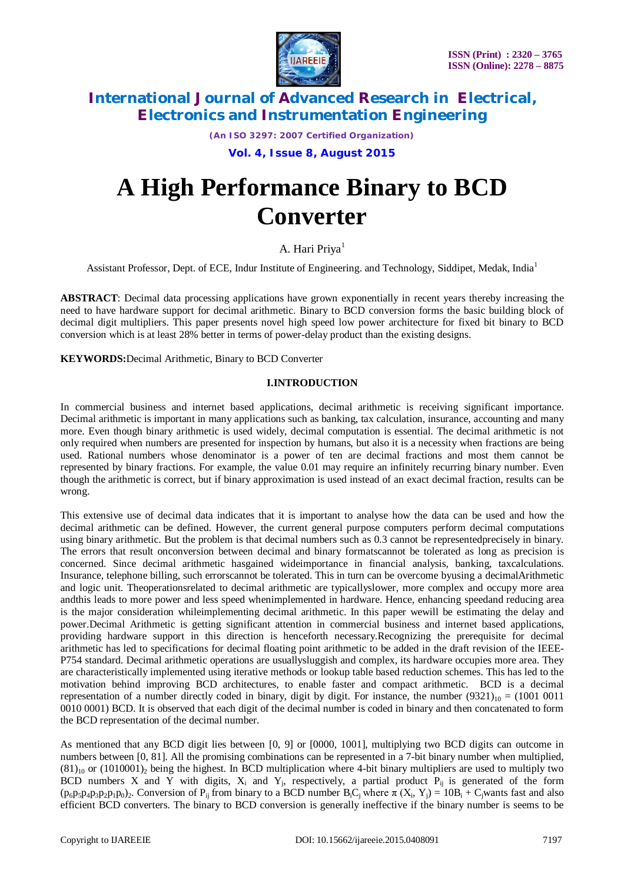# International Journal of Advanced Research in Electrical, Electronics and Instrumentation Engineering

*(An ISO 3297: 2007 Certified Organization)*

**Vol. 4, Issue 8, August 2015**

# A High Performance Binary to BCD Converter

A. Hari Priya[1]

Assistant Professor, Dept. of ECE, Indur Institute of Engineering. and Technology, Siddipet, Medak, India[1]

**ABSTRACT**: Decimal data processing applications have grown exponentially in recent years thereby increasing the need to have hardware support for decimal arithmetic. Binary to BCD conversion forms the basic building block of decimal digit multipliers. This paper presents novel high speed low power architecture for fixed bit binary to BCD conversion which is at least 28% better in terms of power-delay product than the existing designs.

**KEYWORDS:**Decimal Arithmetic, Binary to BCD Converter

## I.INTRODUCTION

In commercial business and internet based applications, decimal arithmetic is receiving significant importance. Decimal arithmetic is important in many applications such as banking, tax calculation, insurance, accounting and many more. Even though binary arithmetic is used widely, decimal computation is essential. The decimal arithmetic is not only required when numbers are presented for inspection by humans, but also it is a necessity when fractions are being used. Rational numbers whose denominator is a power of ten are decimal fractions and most them cannot be represented by binary fractions. For example, the value 0.01 may require an infinitely recurring binary number. Even though the arithmetic is correct, but if binary approximation is used instead of an exact decimal fraction, results can be wrong.

This extensive use of decimal data indicates that it is important to analyse how the data can be used and how the decimal arithmetic can be defined. However, the current general purpose computers perform decimal computations using binary arithmetic. But the problem is that decimal numbers such as 0.3 cannot be representedprecisely in binary. The errors that result onconversion between decimal and binary formatscannot be tolerated as long as precision is concerned. Since decimal arithmetic hasgained wideimportance in financial analysis, banking, taxcalculations. Insurance, telephone billing, such errorscannot be tolerated. This in turn can be overcome byusing a decimalArithmetic and logic unit. Theoperationsrelated to decimal arithmetic are typicallyslower, more complex and occupy more area andthis leads to more power and less speed whenimplemented in hardware. Hence, enhancing speedand reducing area is the major consideration whileimplementing decimal arithmetic. In this paper wewill be estimating the delay and power.Decimal Arithmetic is getting significant attention in commercial business and internet based applications, providing hardware support in this direction is henceforth necessary.Recognizing the prerequisite for decimal arithmetic has led to specifications for decimal floating point arithmetic to be added in the draft revision of the IEEE-P754 standard. Decimal arithmetic operations are usuallysluggish and complex, its hardware occupies more area. They are characteristically implemented using iterative methods or lookup table based reduction schemes. This has led to the motivation behind improving BCD architectures, to enable faster and compact arithmetic. BCD is a decimal representation of a number directly coded in binary, digit by digit. For instance, the number $(9321)_{10}$ = (1001 0011 0010 0001) BCD. It is observed that each digit of the decimal number is coded in binary and then concatenated to form the BCD representation of the decimal number.

As mentioned that any BCD digit lies between [0, 9] or [0000, 1001], multiplying two BCD digits can outcome in numbers between [0, 81]. All the promising combinations can be represented in a 7-bit binary number when multiplied, $(81)_{10}$ or $(1010001)_2$ being the highest. In BCD multiplication where 4-bit binary multipliers are used to multiply two BCD numbers X and Y with digits, $X_i$ and $Y_j$, respectively, a partial product $P_{ij}$ is generated of the form $(p_6p_5p_4p_3p_2p_1p_0)_2$. Conversion of $P_{ij}$ from binary to a BCD number $B_iC_j$ where $\pi$ $(X_i, Y_j) = 10B_i + C_j$wants fast and also efficient BCD converters. The binary to BCD conversion is generally ineffective if the binary number is seems to be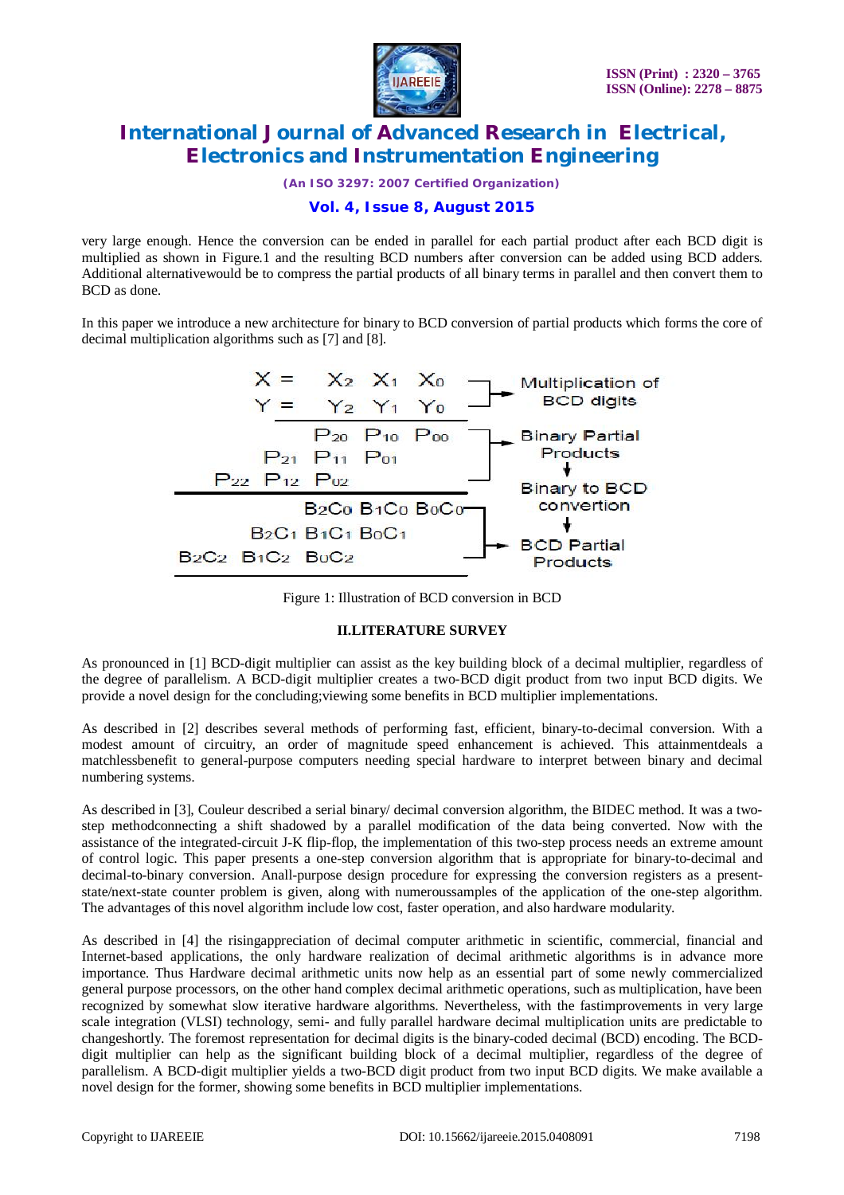very large enough. Hence the conversion can be ended in parallel for each partial product after each BCD digit is multiplied as shown in Figure.1 and the resulting BCD numbers after conversion can be added using BCD adders. Additional alternativewould be to compress the partial products of all binary terms in parallel and then convert them to BCD as done.

In this paper we introduce a new architecture for binary to BCD conversion of partial products which forms the core of decimal multiplication algorithms such as [7] and [8].

$$
\begin{array}{rrrrrl}
X = & & X_2 & X_1 & X_0 & \text{Multiplication of} \\
Y = & & Y_2 & Y_1 & Y_0 & \text{BCD digits} \\
\hline
& & P_{20} & P_{10} & P_{00} & \text{Binary Partial} \\
& P_{21} & P_{11} & P_{01} & & \text{Products} \\
P_{22} & P_{12} & P_{02} & & & \downarrow \\
\hline
& & B_2C_0 & B_1C_0 & B_0C_0 & \text{Binary to BCD convertion} \\
& B_2C_1 & B_1C_1 & B_0C_1 & & \downarrow \\
B_2C_2 & B_1C_2 & B_0C_2 & & & \text{BCD Partial Products} \\
\hline
\end{array}
$$

Figure 1: Illustration of BCD conversion in BCD

## II.LITERATURE SURVEY

As pronounced in [1] BCD-digit multiplier can assist as the key building block of a decimal multiplier, regardless of the degree of parallelism. A BCD-digit multiplier creates a two-BCD digit product from two input BCD digits. We provide a novel design for the concluding;viewing some benefits in BCD multiplier implementations.

As described in [2] describes several methods of performing fast, efficient, binary-to-decimal conversion. With a modest amount of circuitry, an order of magnitude speed enhancement is achieved. This attainmentdeals a matchlessbenefit to general-purpose computers needing special hardware to interpret between binary and decimal numbering systems.

As described in [3], Couleur described a serial binary/ decimal conversion algorithm, the BIDEC method. It was a two-step methodconnecting a shift shadowed by a parallel modification of the data being converted. Now with the assistance of the integrated-circuit J-K flip-flop, the implementation of this two-step process needs an extreme amount of control logic. This paper presents a one-step conversion algorithm that is appropriate for binary-to-decimal and decimal-to-binary conversion. Anall-purpose design procedure for expressing the conversion registers as a present-state/next-state counter problem is given, along with numeroussamples of the application of the one-step algorithm. The advantages of this novel algorithm include low cost, faster operation, and also hardware modularity.

As described in [4] the risingappreciation of decimal computer arithmetic in scientific, commercial, financial and Internet-based applications, the only hardware realization of decimal arithmetic algorithms is in advance more importance. Thus Hardware decimal arithmetic units now help as an essential part of some newly commercialized general purpose processors, on the other hand complex decimal arithmetic operations, such as multiplication, have been recognized by somewhat slow iterative hardware algorithms. Nevertheless, with the fastimprovements in very large scale integration (VLSI) technology, semi- and fully parallel hardware decimal multiplication units are predictable to changeshortly. The foremost representation for decimal digits is the binary-coded decimal (BCD) encoding. The BCD-digit multiplier can help as the significant building block of a decimal multiplier, regardless of the degree of parallelism. A BCD-digit multiplier yields a two-BCD digit product from two input BCD digits. We make available a novel design for the former, showing some benefits in BCD multiplier implementations.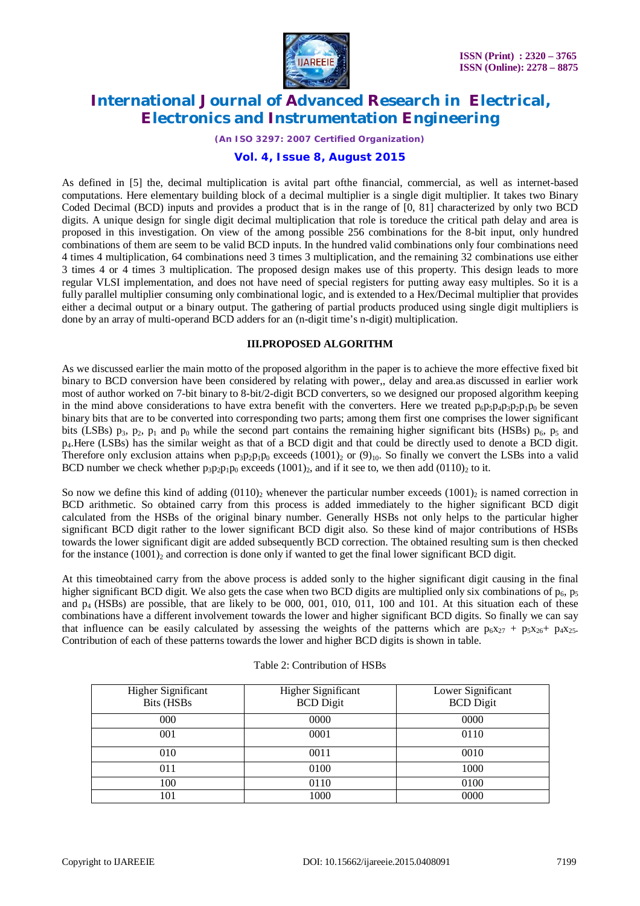As defined in [5] the, decimal multiplication is avital part ofthe financial, commercial, as well as internet-based computations. Here elementary building block of a decimal multiplier is a single digit multiplier. It takes two Binary Coded Decimal (BCD) inputs and provides a product that is in the range of [0, 81] characterized by only two BCD digits. A unique design for single digit decimal multiplication that role is toreduce the critical path delay and area is proposed in this investigation. On view of the among possible 256 combinations for the 8-bit input, only hundred combinations of them are seem to be valid BCD inputs. In the hundred valid combinations only four combinations need 4 times 4 multiplication, 64 combinations need 3 times 3 multiplication, and the remaining 32 combinations use either 3 times 4 or 4 times 3 multiplication. The proposed design makes use of this property. This design leads to more regular VLSI implementation, and does not have need of special registers for putting away easy multiples. So it is a fully parallel multiplier consuming only combinational logic, and is extended to a Hex/Decimal multiplier that provides either a decimal output or a binary output. The gathering of partial products produced using single digit multipliers is done by an array of multi-operand BCD adders for an (n-digit time's n-digit) multiplication.

### III.PROPOSED ALGORITHM

As we discussed earlier the main motto of the proposed algorithm in the paper is to achieve the more effective fixed bit binary to BCD conversion have been considered by relating with power,, delay and area.as discussed in earlier work most of author worked on 7-bit binary to 8-bit/2-digit BCD converters, so we designed our proposed algorithm keeping in the mind above considerations to have extra benefit with the converters. Here we treated $p_6p_5p_4p_3p_2p_1p_0$ be seven binary bits that are to be converted into corresponding two parts; among them first one comprises the lower significant bits (LSBs) $p_3$, $p_2$, $p_1$ and $p_0$ while the second part contains the remaining higher significant bits (HSBs) $p_6$, $p_5$ and $p_4$.Here (LSBs) has the similar weight as that of a BCD digit and that could be directly used to denote a BCD digit. Therefore only exclusion attains when $p_3p_2p_1p_0$ exceeds $(1001)_2$ or $(9)_{10}$. So finally we convert the LSBs into a valid BCD number we check whether $p_3p_2p_1p_0$ exceeds $(1001)_2$, and if it see to, we then add $(0110)_2$ to it.

So now we define this kind of adding $(0110)_2$ whenever the particular number exceeds $(1001)_2$ is named correction in BCD arithmetic. So obtained carry from this process is added immediately to the higher significant BCD digit calculated from the HSBs of the original binary number. Generally HSBs not only helps to the particular higher significant BCD digit rather to the lower significant BCD digit also. So these kind of major contributions of HSBs towards the lower significant digit are added subsequently BCD correction. The obtained resulting sum is then checked for the instance $(1001)_2$ and correction is done only if wanted to get the final lower significant BCD digit.

At this timeobtained carry from the above process is added sonly to the higher significant digit causing in the final higher significant BCD digit. We also gets the case when two BCD digits are multiplied only six combinations of $p_6$, $p_5$ and $p_4$ (HSBs) are possible, that are likely to be 000, 001, 010, 011, 100 and 101. At this situation each of these combinations have a different involvement towards the lower and higher significant BCD digits. So finally we can say that influence can be easily calculated by assessing the weights of the patterns which are $p_6x_{27}$ + $p_5x_{26}$+ $p_4x_{25}$. Contribution of each of these patterns towards the lower and higher BCD digits is shown in table.

Table 2: Contribution of HSBs

| Higher Significant Bits (HSBs | Higher Significant BCD Digit | Lower Significant BCD Digit |
|---|---|---|
| 000 | 0000 | 0000 |
| 001 | 0001 | 0110 |
| 010 | 0011 | 0010 |
| 011 | 0100 | 1000 |
| 100 | 0110 | 0100 |
| 101 | 1000 | 0000 |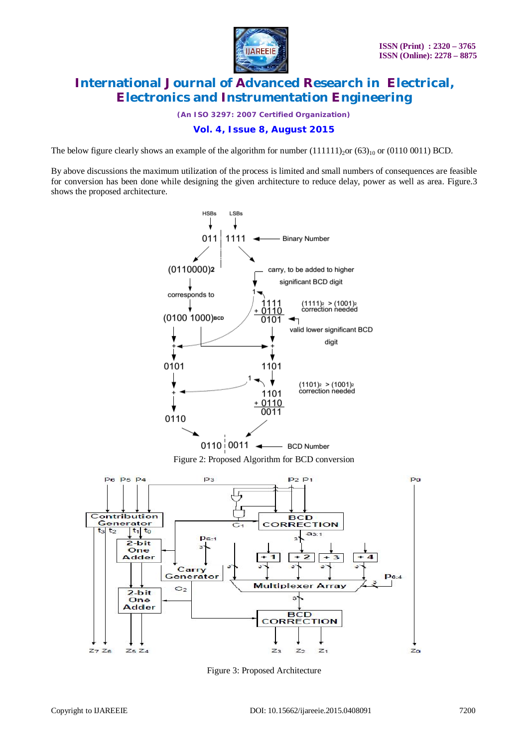The below figure clearly shows an example of the algorithm for number $(111111)_2$or $(63)_{10}$ or (0110 0011) BCD.

By above discussions the maximum utilization of the process is limited and small numbers of consequences are feasible for conversion has been done while designing the given architecture to reduce delay, power as well as area. Figure.3 shows the proposed architecture.

Figure 2: Proposed Algorithm for BCD conversion

Figure 3: Proposed Architecture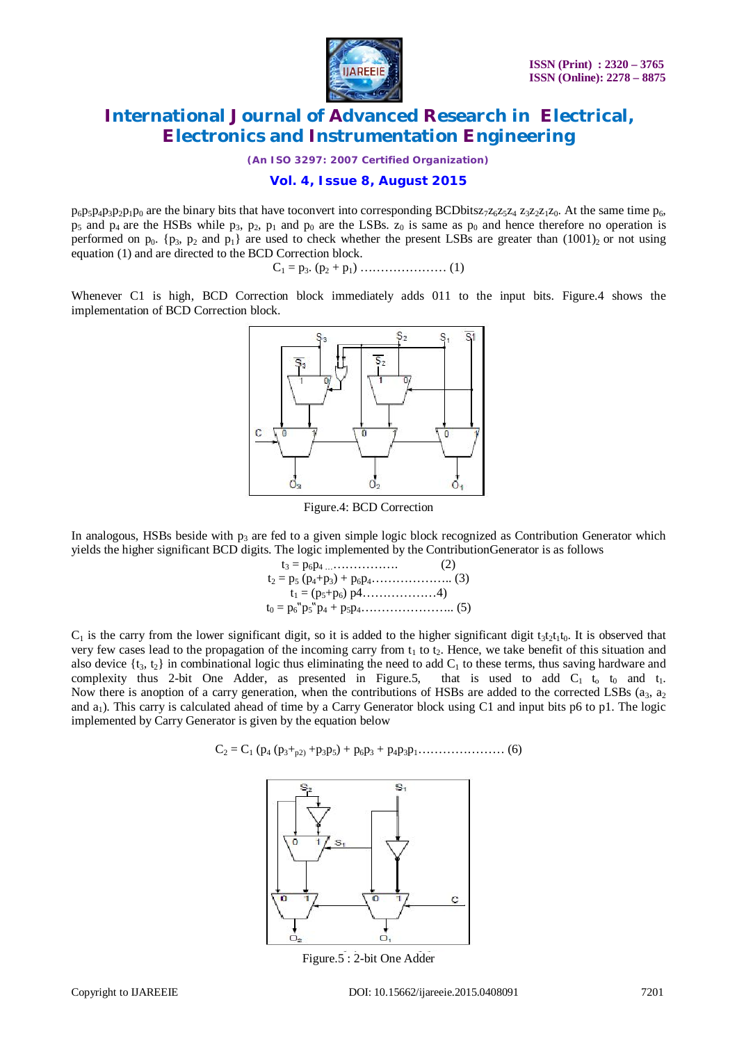$p_6p_5p_4p_3p_2p_1p_0$ are the binary bits that have toconvert into corresponding BCDbits$z_7z_6z_5z_4$ $z_3z_2z_1z_0$. At the same time $p_6$, $p_5$ and $p_4$ are the HSBs while $p_3$, $p_2$, $p_1$ and $p_0$ are the LSBs. $z_0$ is same as $p_0$ and hence therefore no operation is performed on $p_0$. {$p_3$, $p_2$ and $p_1$} are used to check whether the present LSBs are greater than $(1001)_2$ or not using equation (1) and are directed to the BCD Correction block.

$$C_1 = p_3 . (p_2 + p_1) \dots\dots\dots\dots\dots\dots\dots (1)$$

Whenever C1 is high, BCD Correction block immediately adds 011 to the input bits. Figure.4 shows the implementation of BCD Correction block.

Figure.4: BCD Correction

In analogous, HSBs beside with $p_3$ are fed to a given simple logic block recognized as Contribution Generator which yields the higher significant BCD digits. The logic implemented by the ContributionGenerator is as follows

$$t_3 = p_6p_4 \dots\dots\dots\dots\dots\dots \quad (2)$$
$$t_2 = p_5 (p_4+p_3) + p_6p_4 \dots\dots\dots\dots\dots\dots (3)$$
$$t_1 = (p_5+p_6)\, p4 \dots\dots\dots\dots\dots\dots 4)$$
$$t_0 = p_6"p_5"p_4 + p_5p_4 \dots\dots\dots\dots\dots\dots\dots\dots (5)$$

$C_1$ is the carry from the lower significant digit, so it is added to the higher significant digit $t_3t_2t_1t_0$. It is observed that very few cases lead to the propagation of the incoming carry from $t_1$ to $t_2$. Hence, we take benefit of this situation and also device {$t_3$, $t_2$} in combinational logic thus eliminating the need to add $C_1$ to these terms, thus saving hardware and complexity thus 2-bit One Adder, as presented in Figure.5, that is used to add $C_1$ $t_o$ $t_0$ and $t_1$. Now there is anoption of a carry generation, when the contributions of HSBs are added to the corrected LSBs ($a_3$, $a_2$ and $a_1$). This carry is calculated ahead of time by a Carry Generator block using C1 and input bits p6 to p1. The logic implemented by Carry Generator is given by the equation below

$$C_2 = C_1 (p_4 (p_3+_{p2)} + p_3p_5) + p_6p_3 + p_4p_3p_1 \dots\dots\dots\dots\dots\dots\dots (6)$$

Figure.5 : 2-bit One Adder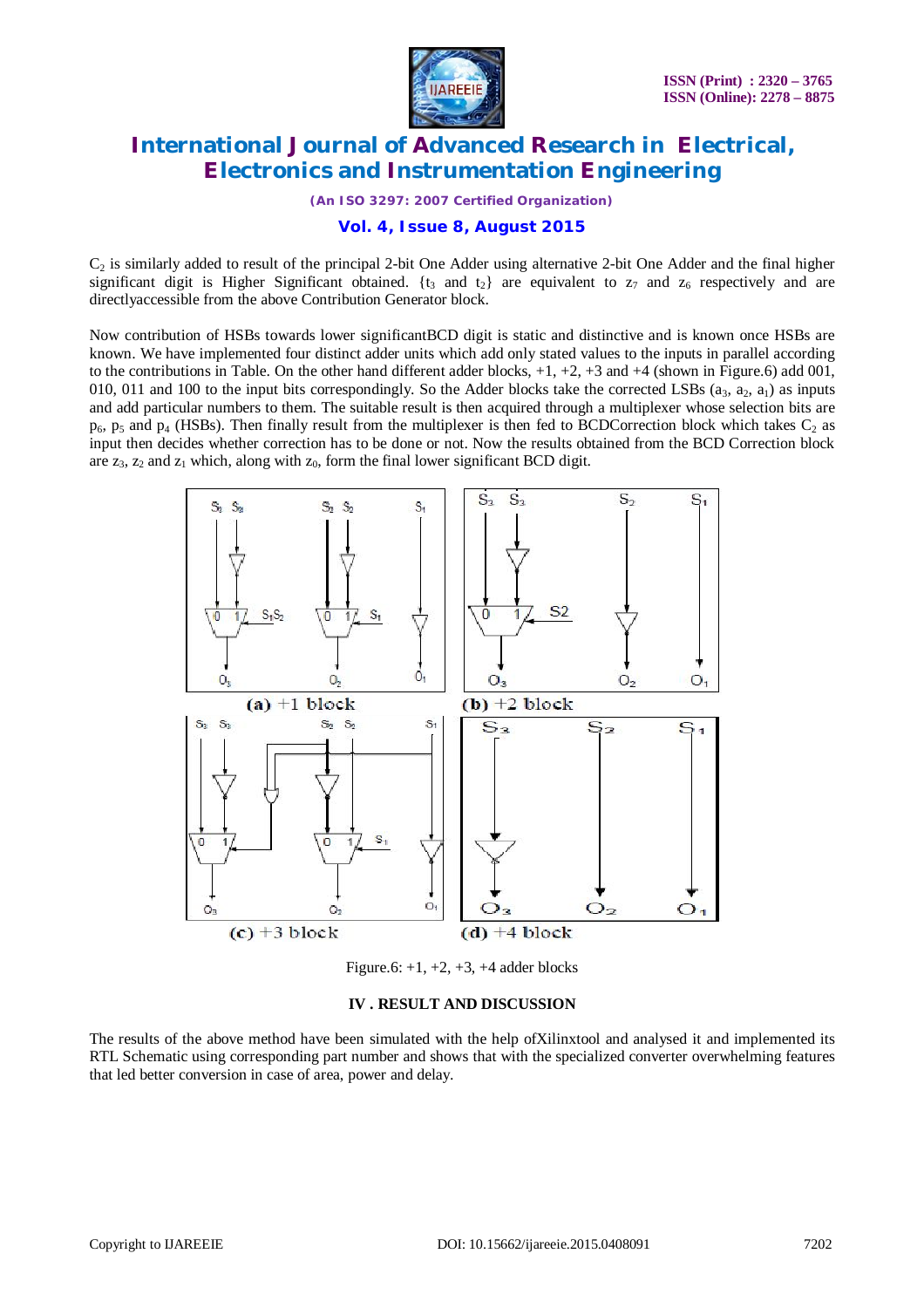$C_2$ is similarly added to result of the principal 2-bit One Adder using alternative 2-bit One Adder and the final higher significant digit is Higher Significant obtained. $\{t_3$ and $t_2\}$ are equivalent to $z_7$ and $z_6$ respectively and are directlyaccessible from the above Contribution Generator block.

Now contribution of HSBs towards lower significantBCD digit is static and distinctive and is known once HSBs are known. We have implemented four distinct adder units which add only stated values to the inputs in parallel according to the contributions in Table. On the other hand different adder blocks, +1, +2, +3 and +4 (shown in Figure.6) add 001, 010, 011 and 100 to the input bits correspondingly. So the Adder blocks take the corrected LSBs ($a_3$, $a_2$, $a_1$) as inputs and add particular numbers to them. The suitable result is then acquired through a multiplexer whose selection bits are $p_6$, $p_5$ and $p_4$ (HSBs). Then finally result from the multiplexer is then fed to BCDCorrection block which takes $C_2$ as input then decides whether correction has to be done or not. Now the results obtained from the BCD Correction block are $z_3$, $z_2$ and $z_1$ which, along with $z_0$, form the final lower significant BCD digit.

(a) +1 block

(b) +2 block

(c) +3 block

(d) +4 block

Figure.6: +1, +2, +3, +4 adder blocks

## IV . RESULT AND DISCUSSION

The results of the above method have been simulated with the help ofXilinxtool and analysed it and implemented its RTL Schematic using corresponding part number and shows that with the specialized converter overwhelming features that led better conversion in case of area, power and delay.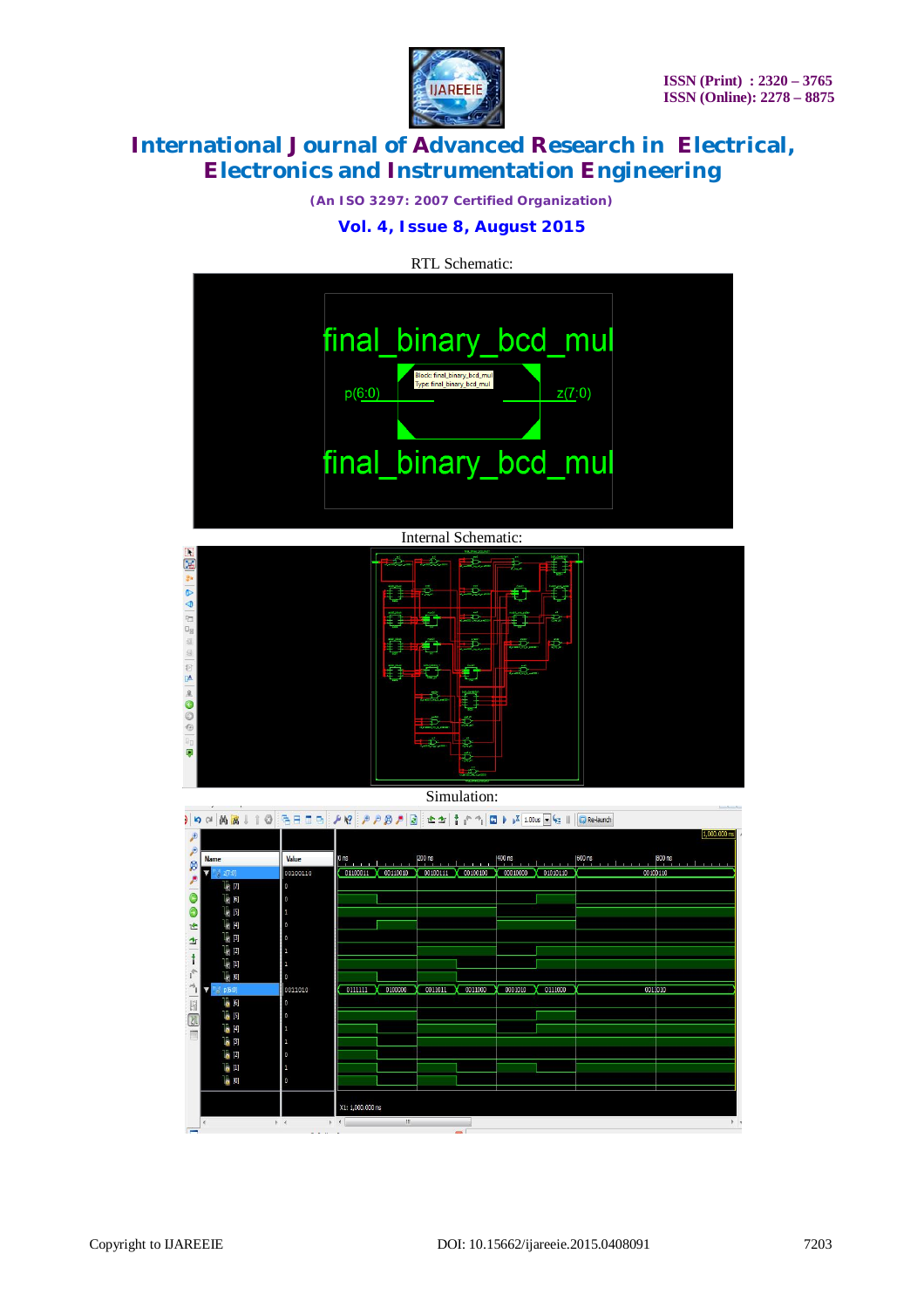RTL Schematic:

Internal Schematic:

Simulation: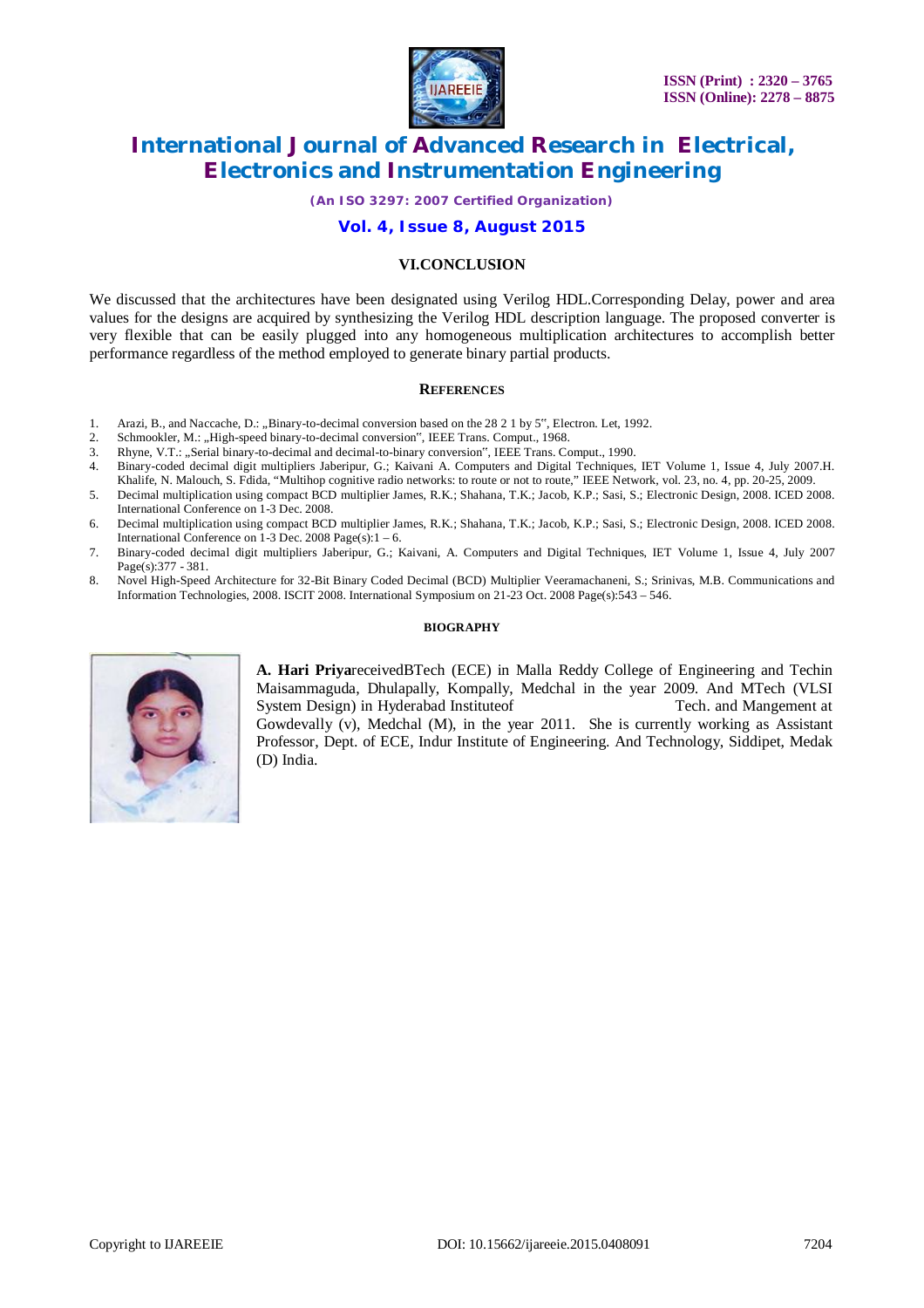## VI.CONCLUSION

We discussed that the architectures have been designated using Verilog HDL.Corresponding Delay, power and area values for the designs are acquired by synthesizing the Verilog HDL description language. The proposed converter is very flexible that can be easily plugged into any homogeneous multiplication architectures to accomplish better performance regardless of the method employed to generate binary partial products.

## REFERENCES

1. Arazi, B., and Naccache, D.: „Binary-to-decimal conversion based on the 28 2 1 by 5", Electron. Let, 1992.
2. Schmookler, M.: „High-speed binary-to-decimal conversion", IEEE Trans. Comput., 1968.
3. Rhyne, V.T.: „Serial binary-to-decimal and decimal-to-binary conversion", IEEE Trans. Comput., 1990.
4. Binary-coded decimal digit multipliers Jaberipur, G.; Kaivani A. Computers and Digital Techniques, IET Volume 1, Issue 4, July 2007.H. Khalife, N. Malouch, S. Fdida, "Multihop cognitive radio networks: to route or not to route," IEEE Network, vol. 23, no. 4, pp. 20-25, 2009.
5. Decimal multiplication using compact BCD multiplier James, R.K.; Shahana, T.K.; Jacob, K.P.; Sasi, S.; Electronic Design, 2008. ICED 2008. International Conference on 1-3 Dec. 2008.
6. Decimal multiplication using compact BCD multiplier James, R.K.; Shahana, T.K.; Jacob, K.P.; Sasi, S.; Electronic Design, 2008. ICED 2008. International Conference on 1-3 Dec. 2008 Page(s):1 – 6.
7. Binary-coded decimal digit multipliers Jaberipur, G.; Kaivani, A. Computers and Digital Techniques, IET Volume 1, Issue 4, July 2007 Page(s):377 - 381.
8. Novel High-Speed Architecture for 32-Bit Binary Coded Decimal (BCD) Multiplier Veeramachaneni, S.; Srinivas, M.B. Communications and Information Technologies, 2008. ISCIT 2008. International Symposium on 21-23 Oct. 2008 Page(s):543 – 546.

## BIOGRAPHY

**A. Hari Priya**receivedBTech (ECE) in Malla Reddy College of Engineering and Techin Maisammaguda, Dhulapally, Kompally, Medchal in the year 2009. And MTech (VLSI System Design) in Hyderabad Instituteof Tech. and Mangement at Gowdevally (v), Medchal (M), in the year 2011. She is currently working as Assistant Professor, Dept. of ECE, Indur Institute of Engineering. And Technology, Siddipet, Medak (D) India.